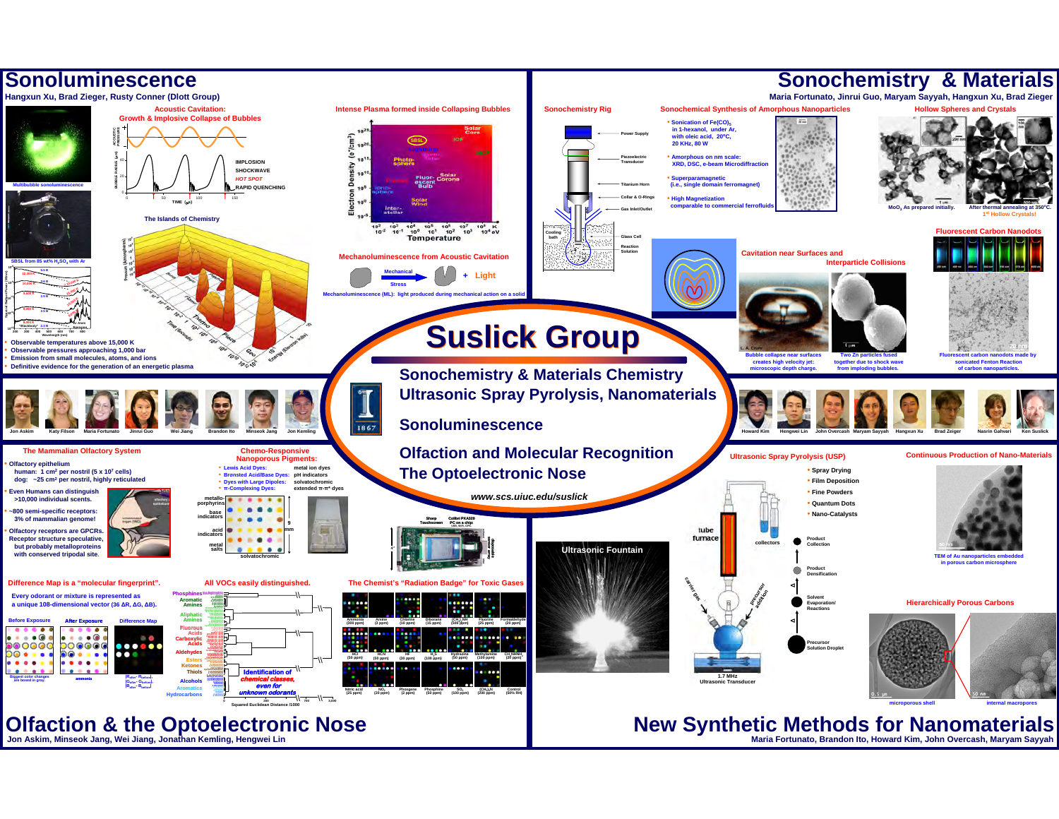# Sonoluminescence

Hangxun Xu, Brad Zieger, Rusty Conner (Dlott Group)

Multibubble sonoluminescence

Acoustic Cavitation: Growth & Implosive Collapse of Bubbles

IMPLOSION
SHOCKWAVE
HOT SPOT
RAPID QUENCHING

Intense Plasma formed inside Collapsing Bubbles

SBSL from 85 wt% $H_2SO_4$ with Ar

The Islands of Chemistry

Mechanoluminescence from Acoustic Cavitation

Mechanical Stress + Light

Mechanoluminescence (ML): light produced during mechanical action on a solid

- Observable temperatures above 15,000 K
- Observable pressures approaching 1,000 bar
- Emission from small molecules, atoms, and ions
- Definitive evidence for the generation of an energetic plasma

# Sonochemistry & Materials

Maria Fortunato, Jinrui Guo, Maryam Sayyah, Hangxun Xu, Brad Zieger

Sonochemistry Rig

Sonochemical Synthesis of Amorphous Nanoparticles

- Sonication of $Fe(CO)_5$ in 1-hexanol, under Ar, with oleic acid, 20°C, 20 KHz, 80 W
- Amorphous on nm scale: XRD, DSC, e-beam Microdiffraction
- Superparamagnetic (i.e., single domain ferromagnet)
- High Magnetization comparable to commercial ferrofluids

Hollow Spheres and Crystals

$MoO_3$ As prepared initially. After thermal annealing at 350°C. 1st Hollow Crystals!

Fluorescent Carbon Nanodots

Fluorescent carbon nanodots made by sonicated Fenton Reaction of carbon nanoparticles.

Cavitation near Surfaces and Interparticle Collisions

Bubble collapse near surfaces creates high velocity jet: microscopic depth charge.

Two Zn particles fused together due to shock wave from imploding bubbles.

# Suslick Group

Sonochemistry & Materials Chemistry
Ultrasonic Spray Pyrolysis, Nanomaterials

Sonoluminescence

Olfaction and Molecular Recognition
The Optoelectronic Nose

*www.scs.uiuc.edu/suslick*

Jon Askim, Katy Filson, Maria Fortunato, Jinrui Guo, Wei Jiang, Brandon Ito, Minseok Jang, Jon Kemling, Howard Kim, Hengwei Lin, John Overcash, Maryam Sayyah, Hangxun Xu, Brad Zieger, Nasrin Gahvari, Ken Suslick

## The Mammalian Olfactory System

- Olfactory epithelium
  - human: 1 cm² per nostril (5 x $10^7$ cells)
  - dog: ~25 cm² per nostril, highly reticulated
- Even Humans can distinguish >10,000 individual scents.
- ~800 semi-specific receptors: 3% of mammalian genome!
- Olfactory receptors are GPCRs. Receptor structure speculative, but probably metalloproteins with conserved tripodal site.

## Chemo-Responsive Nanoporous Pigments:

- Lewis Acid Dyes: metal ion dyes
- Brønsted Acid/Base Dyes: pH indicators
- Dyes with Large Dipoles: solvatochromic
- π-Complexing Dyes: extended π-π* dyes

## Difference Map is a "molecular fingerprint".

Every odorant or mixture is represented as a unique 108-dimensional vector (36 ΔR, ΔG, ΔB).

Before Exposure · After Exposure · Difference Map

## All VOCs easily distinguished.

Identification of chemical classes, even for unknown odorants

## The Chemist's "Radiation Badge" for Toxic Gases

# Olfaction & the Optoelectronic Nose

Jon Askim, Minseok Jang, Wei Jiang, Jonathan Kemling, Hengwei Lin

## Ultrasonic Spray Pyrolysis (USP)

- Spray Drying
- Film Deposition
- Fine Powders
- Quantum Dots
- Nano-Catalysts

Ultrasonic Fountain

## Continuous Production of Nano-Materials

TEM of Au nanoparticles embedded in porous carbon microsphere

## Hierarchically Porous Carbons

microporous shell · internal macropores

# New Synthetic Methods for Nanomaterials

Maria Fortunato, Brandon Ito, Howard Kim, John Overcash, Maryam Sayyah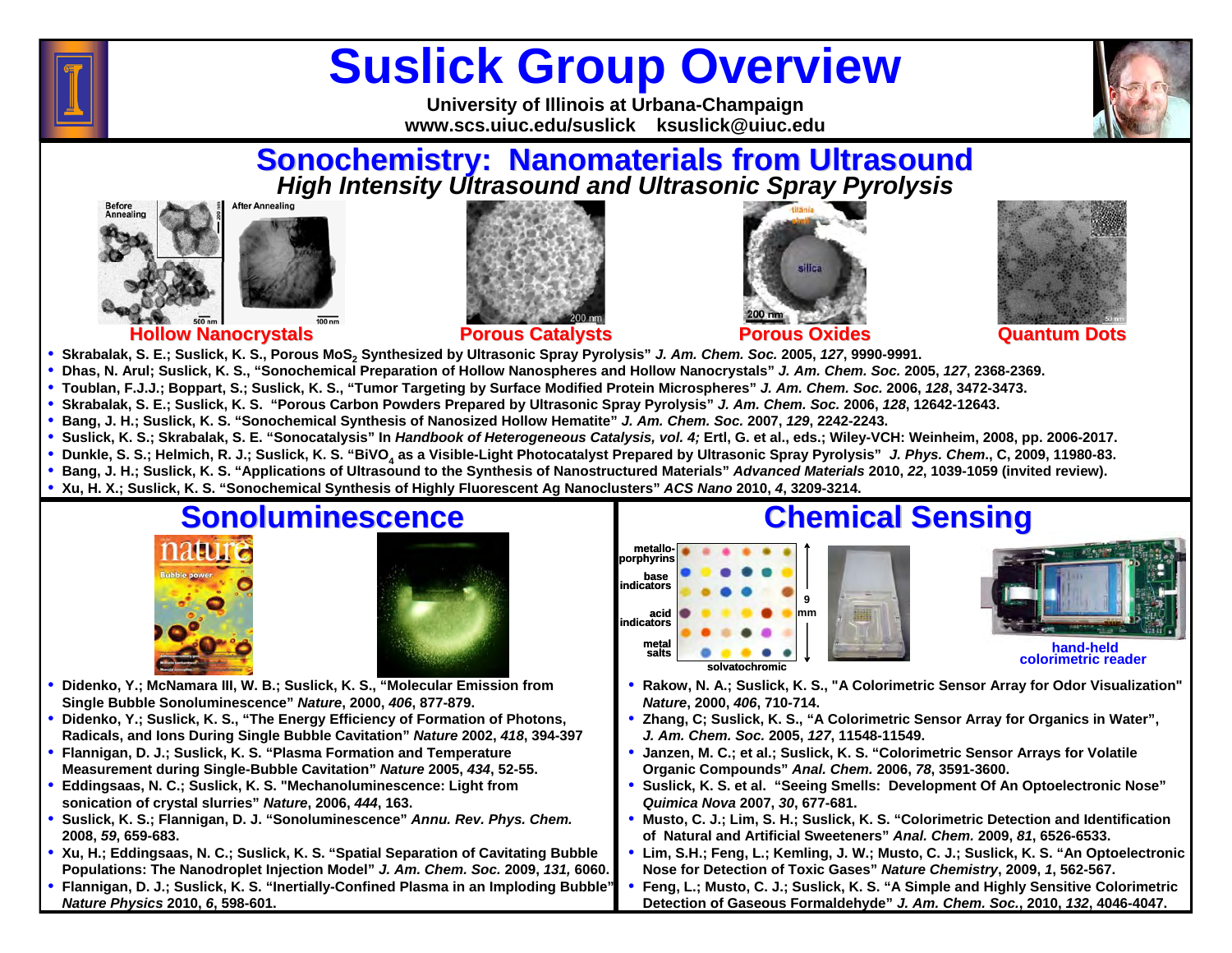# Suslick Group Overview

**University of Illinois at Urbana-Champaign**
**www.scs.uiuc.edu/suslick ksuslick@uiuc.edu**

## Sonochemistry: Nanomaterials from Ultrasound

### *High Intensity Ultrasound and Ultrasonic Spray Pyrolysis*

Hollow Nanocrystals | Porous Catalysts | Porous Oxides | Quantum Dots

- Skrabalak, S. E.; Suslick, K. S., Porous $MoS_2$ Synthesized by Ultrasonic Spray Pyrolysis" *J. Am. Chem. Soc.* 2005, *127*, 9990-9991.
- Dhas, N. Arul; Suslick, K. S., "Sonochemical Preparation of Hollow Nanospheres and Hollow Nanocrystals" *J. Am. Chem. Soc.* 2005, *127*, 2368-2369.
- Toublan, F.J.J.; Boppart, S.; Suslick, K. S., "Tumor Targeting by Surface Modified Protein Microspheres" *J. Am. Chem. Soc.* 2006, *128*, 3472-3473.
- Skrabalak, S. E.; Suslick, K. S. "Porous Carbon Powders Prepared by Ultrasonic Spray Pyrolysis" *J. Am. Chem. Soc.* 2006, *128*, 12642-12643.
- Bang, J. H.; Suslick, K. S. "Sonochemical Synthesis of Nanosized Hollow Hematite" *J. Am. Chem. Soc.* 2007, *129*, 2242-2243.
- Suslick, K. S.; Skrabalak, S. E. "Sonocatalysis" In *Handbook of Heterogeneous Catalysis, vol. 4;* Ertl, G. et al., eds.; Wiley-VCH: Weinheim, 2008, pp. 2006-2017.
- Dunkle, S. S.; Helmich, R. J.; Suslick, K. S. "$BiVO_4$ as a Visible-Light Photocatalyst Prepared by Ultrasonic Spray Pyrolysis" *J. Phys. Chem.*, C, 2009, 11980-83.
- Bang, J. H.; Suslick, K. S. "Applications of Ultrasound to the Synthesis of Nanostructured Materials" *Advanced Materials* 2010, *22*, 1039-1059 (invited review).
- Xu, H. X.; Suslick, K. S. "Sonochemical Synthesis of Highly Fluorescent Ag Nanoclusters" *ACS Nano* 2010, *4*, 3209-3214.

## Sonoluminescence

- Didenko, Y.; McNamara III, W. B.; Suslick, K. S., "Molecular Emission from Single Bubble Sonoluminescence" *Nature*, 2000, *406*, 877-879.
- Didenko, Y.; Suslick, K. S., "The Energy Efficiency of Formation of Photons, Radicals, and Ions During Single Bubble Cavitation" *Nature* 2002, *418*, 394-397
- Flannigan, D. J.; Suslick, K. S. "Plasma Formation and Temperature Measurement during Single-Bubble Cavitation" *Nature* 2005, *434*, 52-55.
- Eddingsaas, N. C.; Suslick, K. S. "Mechanoluminescence: Light from sonication of crystal slurries" *Nature*, 2006, *444*, 163.
- Suslick, K. S.; Flannigan, D. J. "Sonoluminescence" *Annu. Rev. Phys. Chem.* 2008, *59*, 659-683.
- Xu, H.; Eddingsaas, N. C.; Suslick, K. S. "Spatial Separation of Cavitating Bubble Populations: The Nanodroplet Injection Model" *J. Am. Chem. Soc.* 2009, *131,* 6060.
- Flannigan, D. J.; Suslick, K. S. "Inertially-Confined Plasma in an Imploding Bubble" *Nature Physics* 2010, *6*, 598-601.

## Chemical Sensing

metallo-porphyrins; base indicators; acid indicators; metal salts; solvatochromic; 9 mm

hand-held colorimetric reader

- Rakow, N. A.; Suslick, K. S., "A Colorimetric Sensor Array for Odor Visualization" *Nature*, 2000, *406*, 710-714.
- Zhang, C; Suslick, K. S., "A Colorimetric Sensor Array for Organics in Water", *J. Am. Chem. Soc.* 2005, *127*, 11548-11549.
- Janzen, M. C.; et al.; Suslick, K. S. "Colorimetric Sensor Arrays for Volatile Organic Compounds" *Anal. Chem.* 2006, *78*, 3591-3600.
- Suslick, K. S. et al. "Seeing Smells: Development Of An Optoelectronic Nose" *Quimica Nova* 2007, *30*, 677-681.
- Musto, C. J.; Lim, S. H.; Suslick, K. S. "Colorimetric Detection and Identification of Natural and Artificial Sweeteners" *Anal. Chem.* 2009, *81*, 6526-6533.
- Lim, S.H.; Feng, L.; Kemling, J. W.; Musto, C. J.; Suslick, K. S. "An Optoelectronic Nose for Detection of Toxic Gases" *Nature Chemistry*, 2009, *1*, 562-567.
- Feng, L.; Musto, C. J.; Suslick, K. S. "A Simple and Highly Sensitive Colorimetric Detection of Gaseous Formaldehyde" *J. Am. Chem. Soc.*, 2010, *132*, 4046-4047.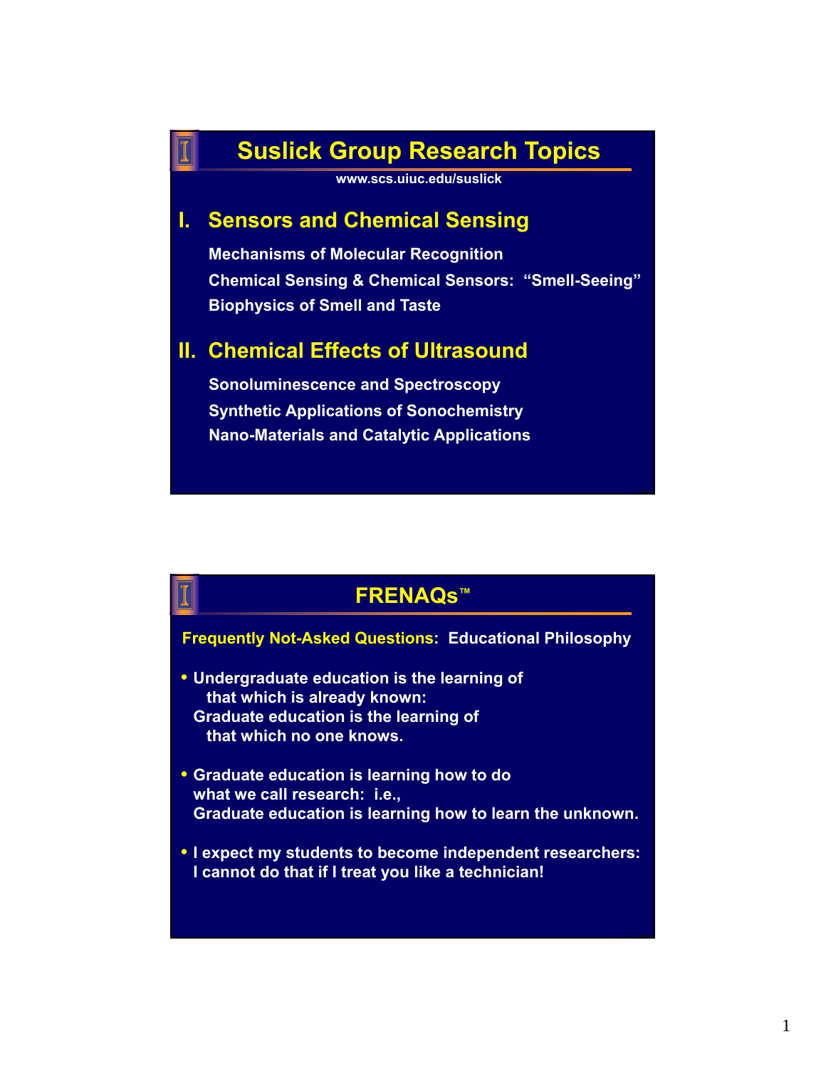# Suslick Group Research Topics

www.scs.uiuc.edu/suslick

## I. Sensors and Chemical Sensing

Mechanisms of Molecular Recognition

Chemical Sensing & Chemical Sensors: "Smell-Seeing"

Biophysics of Smell and Taste

## II. Chemical Effects of Ultrasound

Sonoluminescence and Spectroscopy

Synthetic Applications of Sonochemistry

Nano-Materials and Catalytic Applications

# FRENAQs™

**Frequently Not-Asked Questions:** Educational Philosophy

- Undergraduate education is the learning of that which is already known: Graduate education is the learning of that which no one knows.
- Graduate education is learning how to do what we call research: i.e., Graduate education is learning how to learn the unknown.
- I expect my students to become independent researchers: I cannot do that if I treat you like a technician!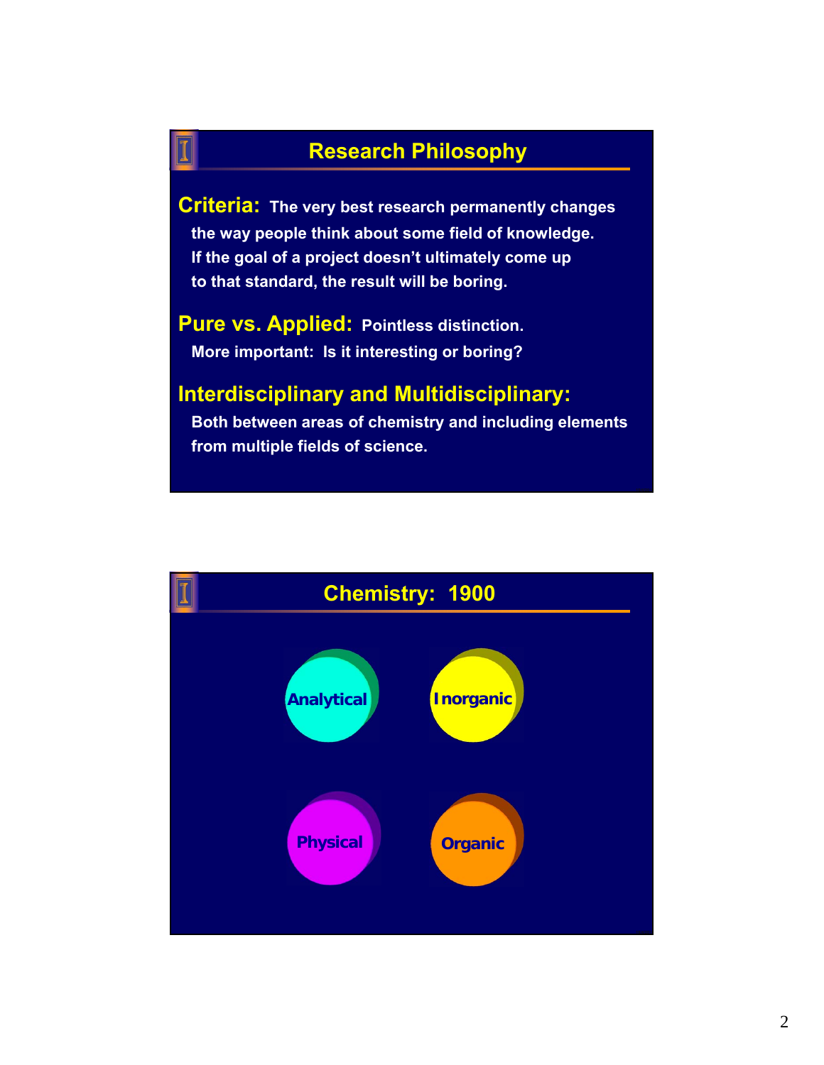## Research Philosophy

**Criteria:** The very best research permanently changes the way people think about some field of knowledge. If the goal of a project doesn't ultimately come up to that standard, the result will be boring.

**Pure vs. Applied:** Pointless distinction. More important: Is it interesting or boring?

**Interdisciplinary and Multidisciplinary:**
Both between areas of chemistry and including elements from multiple fields of science.

## Chemistry: 1900

- Analytical
- Inorganic
- Physical
- Organic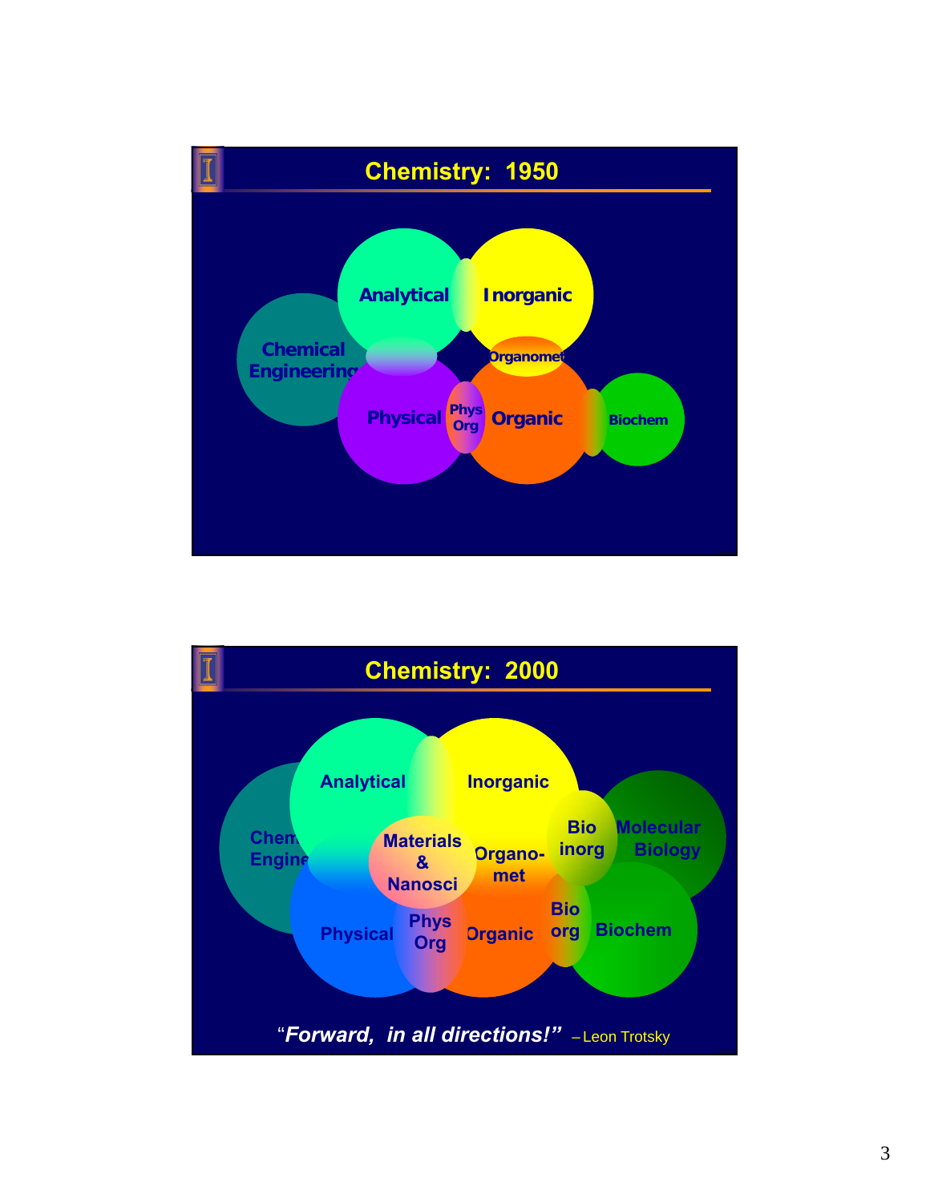## Chemistry: 1950

Analytical

Inorganic

Chemical Engineering

Organomet

Physical

Phys Org

Organic

Biochem

## Chemistry: 2000

Analytical

Inorganic

Chem Engine

Materials & Nanosci

Organo-met

Bio inorg

Molecular Biology

Physical

Phys Org

Organic

Bio org

Biochem

"*Forward, in all directions!*" – Leon Trotsky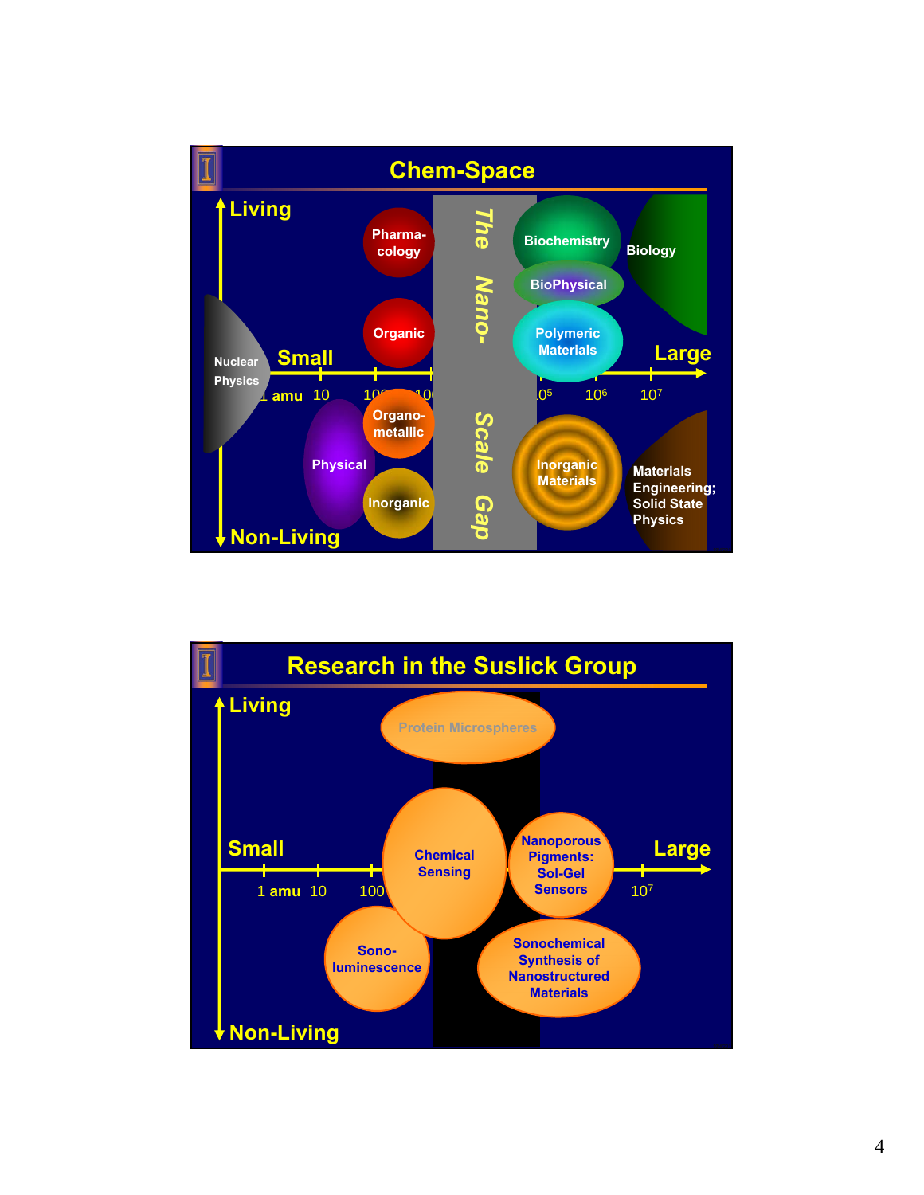## Chem-Space

Living

Non-Living

Small

Large

1 amu 10 100 1000 $10^5$ $10^6$ $10^7$

Nuclear Physics

Pharma-cology

Organic

Organo-metallic

Physical

Inorganic

*The Nano- Scale Gap*

Biochemistry

BioPhysical

Polymeric Materials

Biology

Inorganic Materials

Materials Engineering; Solid State Physics

## Research in the Suslick Group

Living

Non-Living

Small

Large

1 amu 10 100 $10^7$

Protein Microspheres

Chemical Sensing

Nanoporous Pigments: Sol-Gel Sensors

Sono-luminescence

Sonochemical Synthesis of Nanostructured Materials